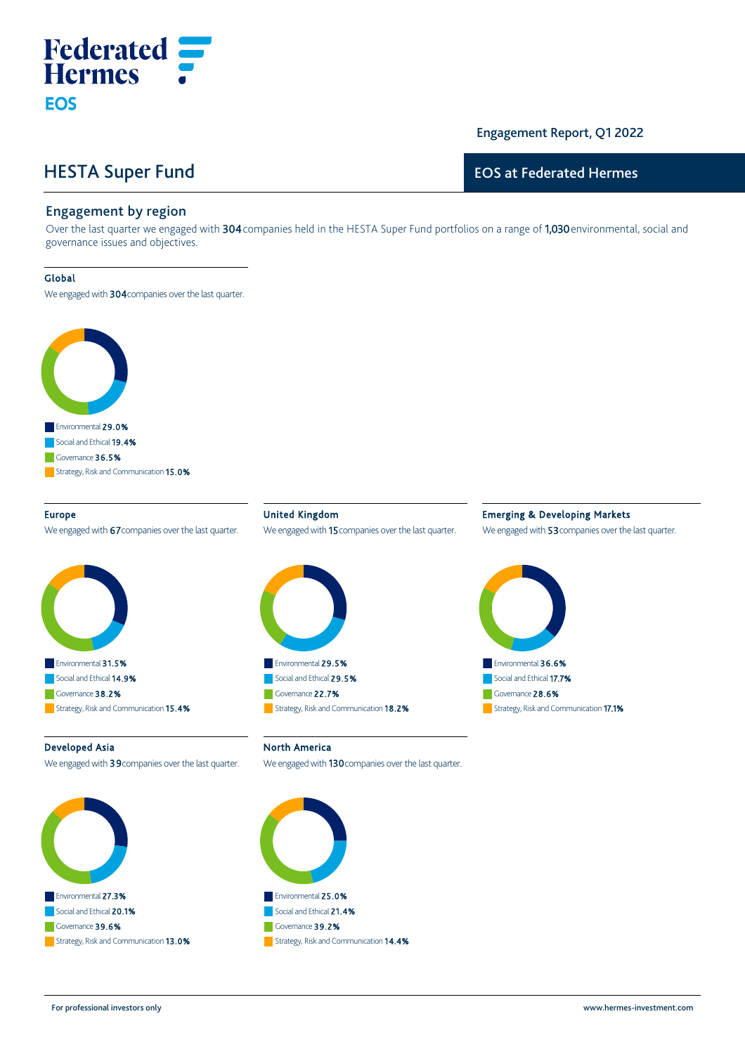Federated Hermes

EOS

Engagement Report, Q1 2022

# HESTA Super Fund

EOS at Federated Hermes

## Engagement by region

Over the last quarter we engaged with **304** companies held in the HESTA Super Fund portfolios on a range of **1,030** environmental, social and governance issues and objectives.

### Global

We engaged with **304** companies over the last quarter.

- Environmental **29.0%**
- Social and Ethical **19.4%**
- Governance **36.5%**
- Strategy, Risk and Communication **15.0%**

### Europe

We engaged with **67** companies over the last quarter.

- Environmental **31.5%**
- Social and Ethical **14.9%**
- Governance **38.2%**
- Strategy, Risk and Communication **15.4%**

### United Kingdom

We engaged with **15** companies over the last quarter.

- Environmental **29.5%**
- Social and Ethical **29.5%**
- Governance **22.7%**
- Strategy, Risk and Communication **18.2%**

### Emerging & Developing Markets

We engaged with **53** companies over the last quarter.

- Environmental **36.6%**
- Social and Ethical **17.7%**
- Governance **28.6%**
- Strategy, Risk and Communication **17.1%**

### Developed Asia

We engaged with **39** companies over the last quarter.

- Environmental **27.3%**
- Social and Ethical **20.1%**
- Governance **39.6%**
- Strategy, Risk and Communication **13.0%**

### North America

We engaged with **130** companies over the last quarter.

- Environmental **25.0%**
- Social and Ethical **21.4%**
- Governance **39.2%**
- Strategy, Risk and Communication **14.4%**

For professional investors only

www.hermes-investment.com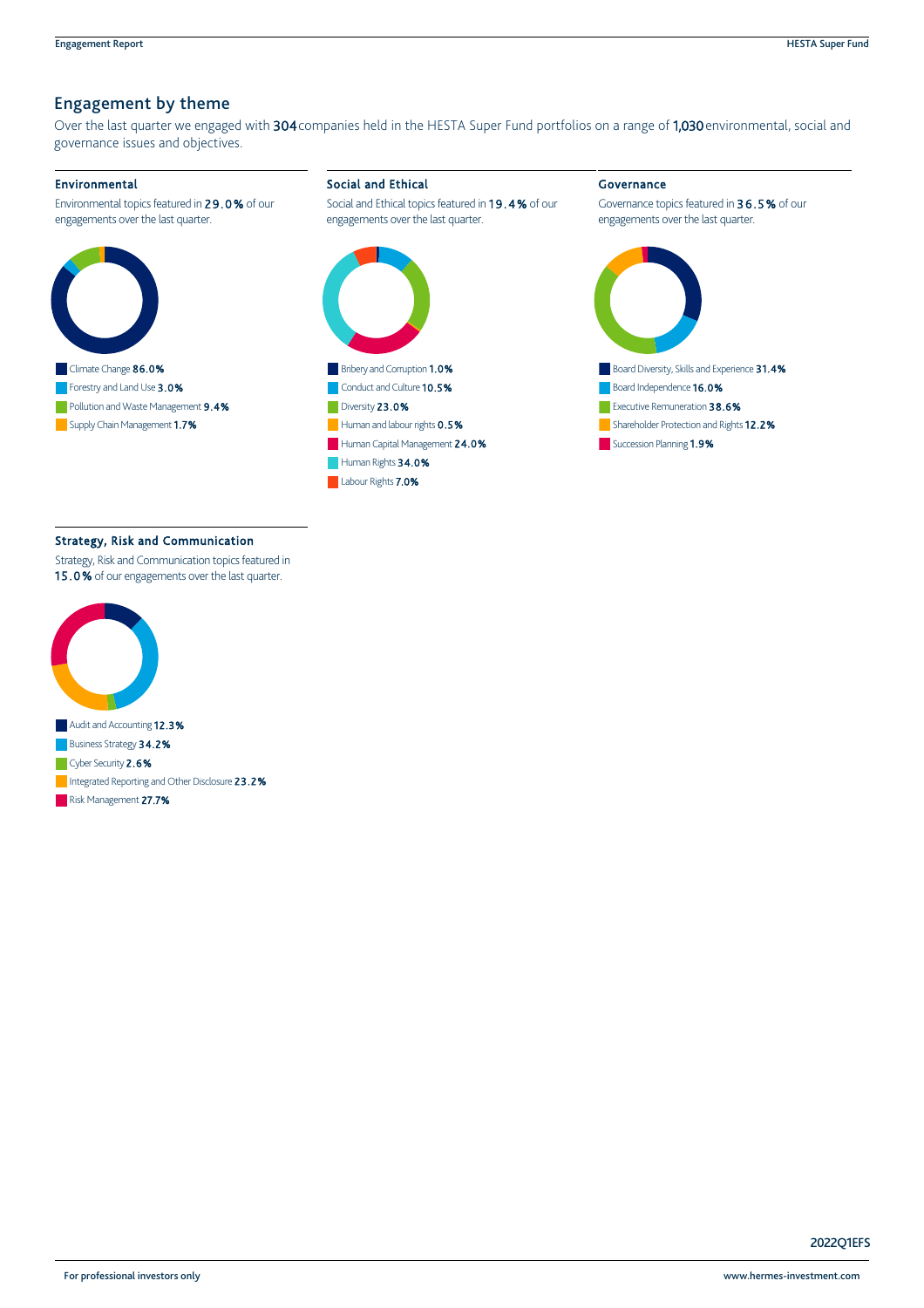## Engagement by theme

Over the last quarter we engaged with **304** companies held in the HESTA Super Fund portfolios on a range of **1,030** environmental, social and governance issues and objectives.

### Environmental

Environmental topics featured in **29.0%** of our engagements over the last quarter.

Climate Change **86.0%**
Forestry and Land Use **3.0%**
Pollution and Waste Management **9.4%**
Supply Chain Management **1.7%**

### Social and Ethical

Social and Ethical topics featured in **19.4%** of our engagements over the last quarter.

Bribery and Corruption **1.0%**
Conduct and Culture **10.5%**
Diversity **23.0%**
Human and labour rights **0.5%**
Human Capital Management **24.0%**
Human Rights **34.0%**
Labour Rights **7.0%**

### Governance

Governance topics featured in **36.5%** of our engagements over the last quarter.

Board Diversity, Skills and Experience **31.4%**
Board Independence **16.0%**
Executive Remuneration **38.6%**
Shareholder Protection and Rights **12.2%**
Succession Planning **1.9%**

### Strategy, Risk and Communication

Strategy, Risk and Communication topics featured in **15.0%** of our engagements over the last quarter.

Audit and Accounting **12.3%**
Business Strategy **34.2%**
Cyber Security **2.6%**
Integrated Reporting and Other Disclosure **23.2%**
Risk Management **27.7%**

2022Q1EFS